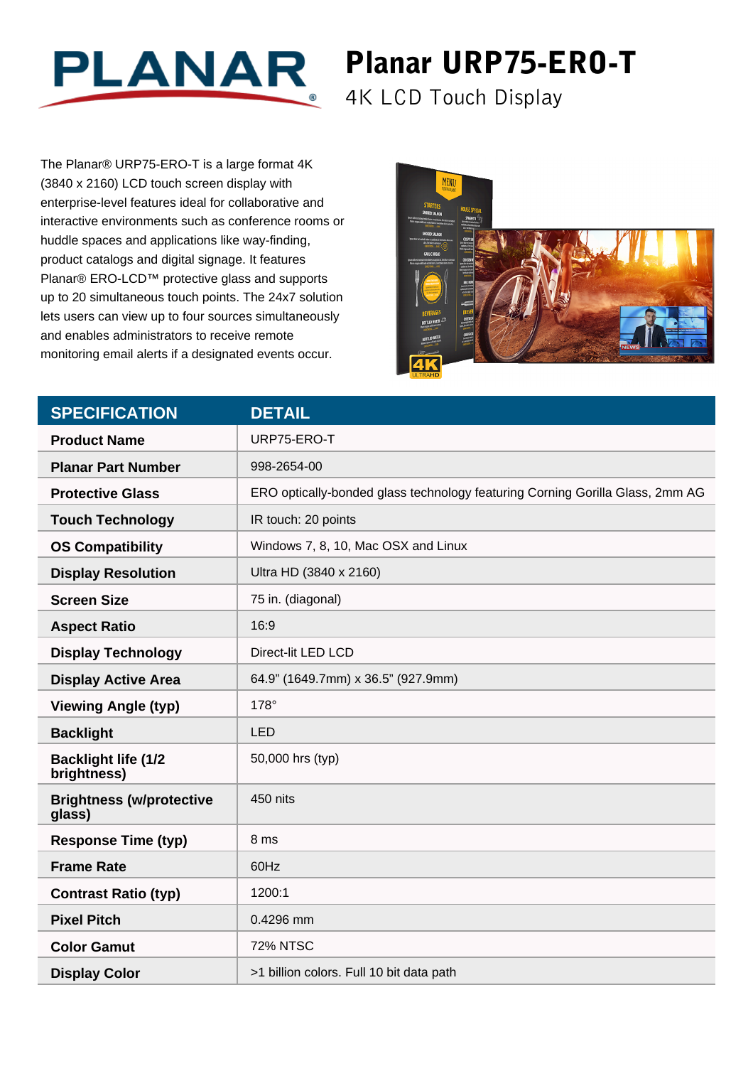# Planar URP75-ERO-T

## 4K LCD Touch Display

The Planar® URP75-ERO-T is a large format 4K (3840 x 2160) LCD touch screen display with enterprise-level features ideal for collaborative and interactive environments such as conference rooms or huddle spaces and applications like way-finding, product catalogs and digital signage. It features Planar® ERO-LCD™ protective glass and supports up to 20 simultaneous touch points. The 24x7 solution lets users can view up to four sources simultaneously and enables administrators to receive remote monitoring email alerts if a designated events occur.

| SPECIFICATION | DETAIL |
|---|---|
| **Product Name** | URP75-ERO-T |
| **Planar Part Number** | 998-2654-00 |
| **Protective Glass** | ERO optically-bonded glass technology featuring Corning Gorilla Glass, 2mm AG |
| **Touch Technology** | IR touch: 20 points |
| **OS Compatibility** | Windows 7, 8, 10, Mac OSX and Linux |
| **Display Resolution** | Ultra HD (3840 x 2160) |
| **Screen Size** | 75 in. (diagonal) |
| **Aspect Ratio** | 16:9 |
| **Display Technology** | Direct-lit LED LCD |
| **Display Active Area** | 64.9" (1649.7mm) x 36.5" (927.9mm) |
| **Viewing Angle (typ)** | 178° |
| **Backlight** | LED |
| **Backlight life (1/2 brightness)** | 50,000 hrs (typ) |
| **Brightness (w/protective glass)** | 450 nits |
| **Response Time (typ)** | 8 ms |
| **Frame Rate** | 60Hz |
| **Contrast Ratio (typ)** | 1200:1 |
| **Pixel Pitch** | 0.4296 mm |
| **Color Gamut** | 72% NTSC |
| **Display Color** | >1 billion colors. Full 10 bit data path |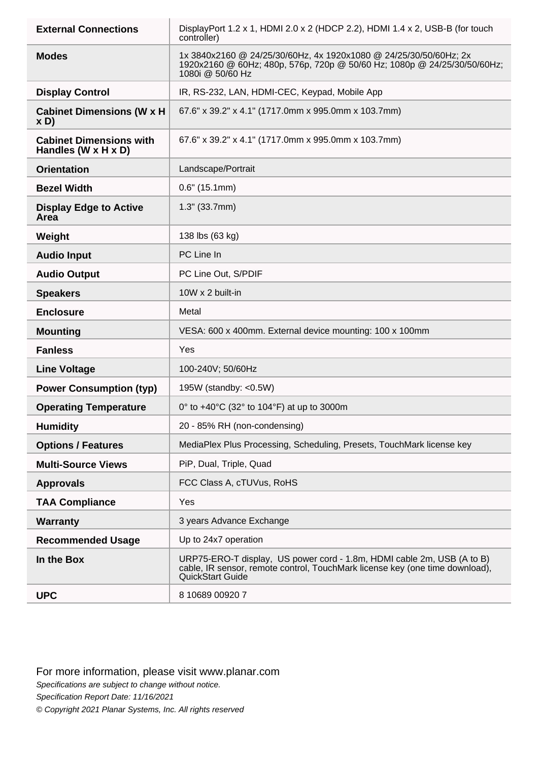| | |
|---|---|
| **External Connections** | DisplayPort 1.2 x 1, HDMI 2.0 x 2 (HDCP 2.2), HDMI 1.4 x 2, USB-B (for touch controller) |
| **Modes** | 1x 3840x2160 @ 24/25/30/60Hz, 4x 1920x1080 @ 24/25/30/50/60Hz; 2x 1920x2160 @ 60Hz; 480p, 576p, 720p @ 50/60 Hz; 1080p @ 24/25/30/50/60Hz; 1080i @ 50/60 Hz |
| **Display Control** | IR, RS-232, LAN, HDMI-CEC, Keypad, Mobile App |
| **Cabinet Dimensions (W x H x D)** | 67.6" x 39.2" x 4.1" (1717.0mm x 995.0mm x 103.7mm) |
| **Cabinet Dimensions with Handles (W x H x D)** | 67.6" x 39.2" x 4.1" (1717.0mm x 995.0mm x 103.7mm) |
| **Orientation** | Landscape/Portrait |
| **Bezel Width** | 0.6" (15.1mm) |
| **Display Edge to Active Area** | 1.3" (33.7mm) |
| **Weight** | 138 lbs (63 kg) |
| **Audio Input** | PC Line In |
| **Audio Output** | PC Line Out, S/PDIF |
| **Speakers** | 10W x 2 built-in |
| **Enclosure** | Metal |
| **Mounting** | VESA: 600 x 400mm. External device mounting: 100 x 100mm |
| **Fanless** | Yes |
| **Line Voltage** | 100-240V; 50/60Hz |
| **Power Consumption (typ)** | 195W (standby: <0.5W) |
| **Operating Temperature** | 0° to +40°C (32° to 104°F) at up to 3000m |
| **Humidity** | 20 - 85% RH (non-condensing) |
| **Options / Features** | MediaPlex Plus Processing, Scheduling, Presets, TouchMark license key |
| **Multi-Source Views** | PiP, Dual, Triple, Quad |
| **Approvals** | FCC Class A, cTUVus, RoHS |
| **TAA Compliance** | Yes |
| **Warranty** | 3 years Advance Exchange |
| **Recommended Usage** | Up to 24x7 operation |
| **In the Box** | URP75-ERO-T display, US power cord - 1.8m, HDMI cable 2m, USB (A to B) cable, IR sensor, remote control, TouchMark license key (one time download), QuickStart Guide |
| **UPC** | 8 10689 00920 7 |

For more information, please visit www.planar.com

*Specifications are subject to change without notice.*

*Specification Report Date: 11/16/2021*

*© Copyright 2021 Planar Systems, Inc. All rights reserved*